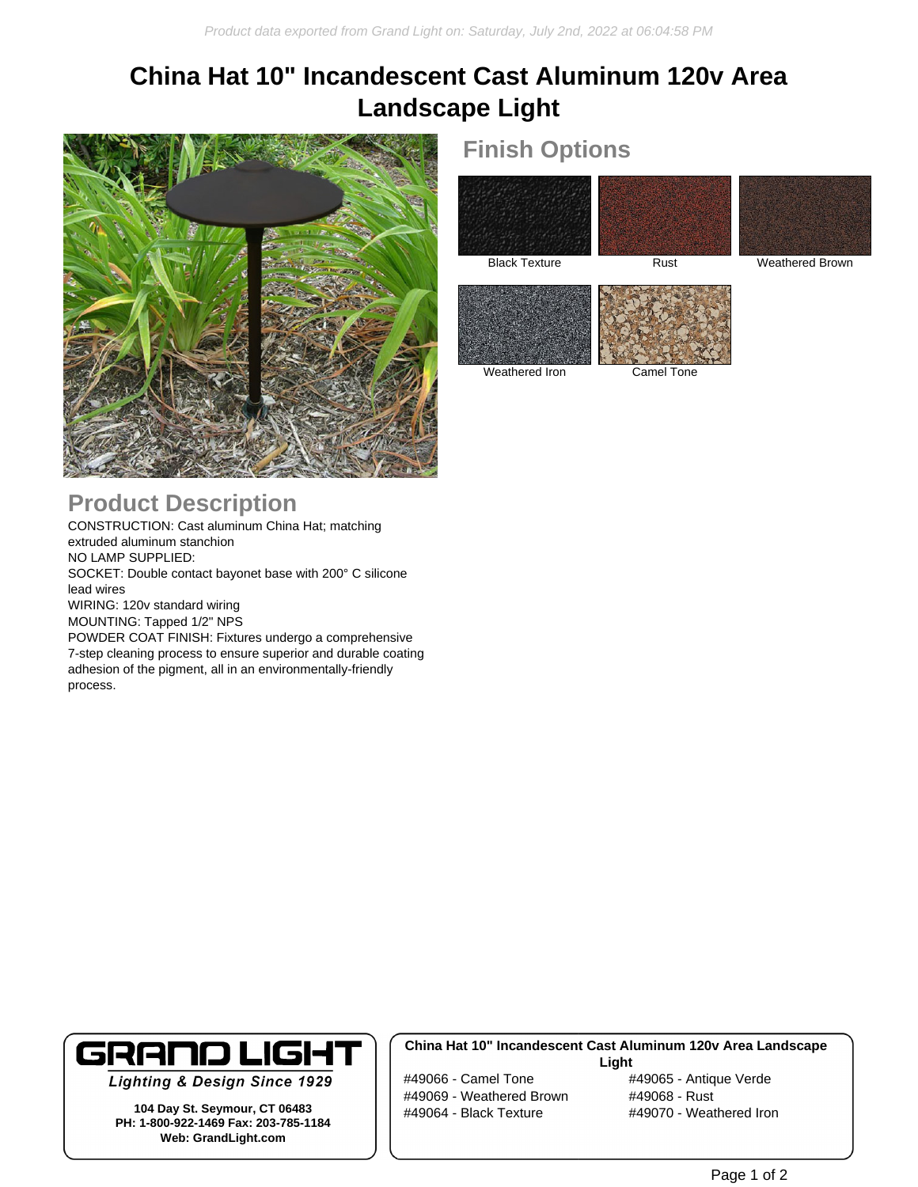# China Hat 10" Incandescent Cast Aluminum 120v Area Landscape Light

## Finish Options

Black Texture

Rust

Weathered Brown

Weathered Iron

Camel Tone

## Product Description

CONSTRUCTION: Cast aluminum China Hat; matching extruded aluminum stanchion
NO LAMP SUPPLIED:
SOCKET: Double contact bayonet base with 200° C silicone lead wires
WIRING: 120v standard wiring
MOUNTING: Tapped 1/2" NPS
POWDER COAT FINISH: Fixtures undergo a comprehensive 7-step cleaning process to ensure superior and durable coating adhesion of the pigment, all in an environmentally-friendly process.

**GRAND LIGHT**
***Lighting & Design Since 1929***

**104 Day St. Seymour, CT 06483**
**PH: 1-800-922-1469 Fax: 203-785-1184**
**Web: GrandLight.com**

**China Hat 10" Incandescent Cast Aluminum 120v Area Landscape Light**

#49066 - Camel Tone
#49069 - Weathered Brown
#49064 - Black Texture
#49065 - Antique Verde
#49068 - Rust
#49070 - Weathered Iron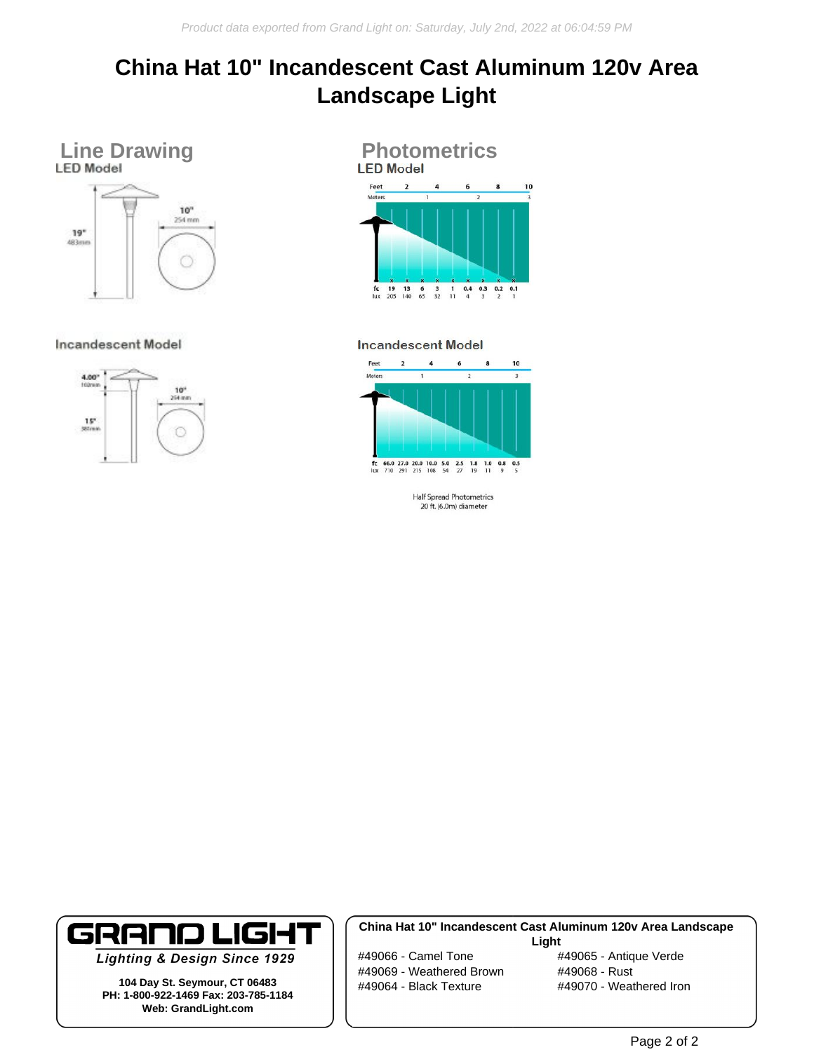# China Hat 10" Incandescent Cast Aluminum 120v Area Landscape Light

## Line Drawing

**LED Model**

10"
254 mm

19"
483mm

**Incandescent Model**

4.00"
102mm

10"
254 mm

15"
381mm

## Photometrics

**LED Model**

Feet 2 4 6 8 10
Meters 1 2 3

fc 19 13 6 3 1 0.4 0.3 0.2 0.1
lux 205 140 65 32 11 4 3 2 1

**Incandescent Model**

Feet 2 4 6 8 10
Meters 1 2 3

fc 66.0 27.0 20.0 10.0 5.0 2.5 1.8 1.0 0.8 0.5
lux 710 291 215 108 54 27 19 11 9 5

Half Spread Photometrics
20 ft. (6.0m) diameter

**GRAND LIGHT**
*Lighting & Design Since 1929*

**104 Day St. Seymour, CT 06483**
**PH: 1-800-922-1469 Fax: 203-785-1184**
**Web: GrandLight.com**

**China Hat 10" Incandescent Cast Aluminum 120v Area Landscape Light**

- #49066 - Camel Tone
- #49069 - Weathered Brown
- #49064 - Black Texture
- #49065 - Antique Verde
- #49068 - Rust
- #49070 - Weathered Iron